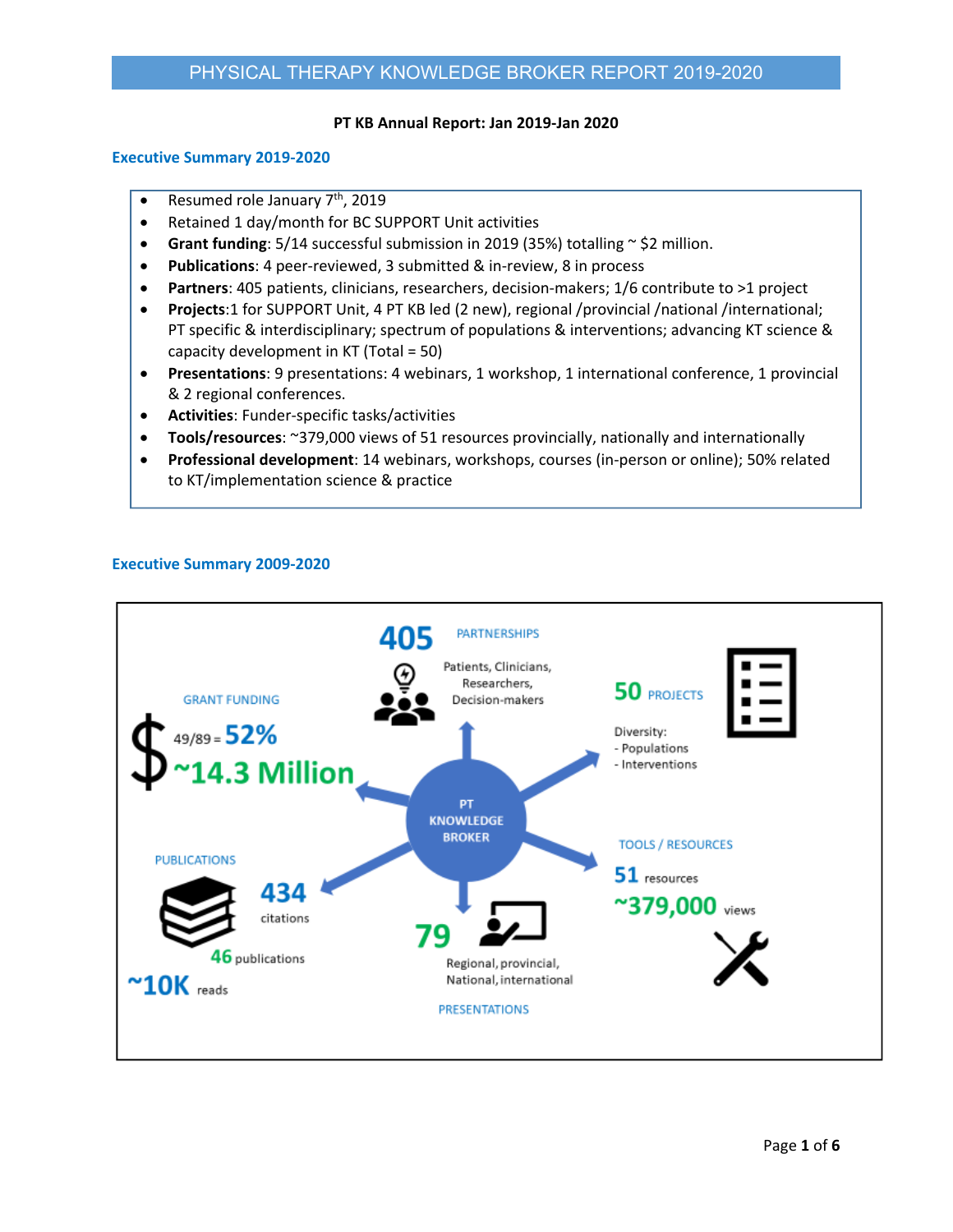PHYSICAL THERAPY KNOWLEDGE BROKER REPORT 2019-2020

**PT KB Annual Report: Jan 2019-Jan 2020**

## Executive Summary 2019-2020

- Resumed role January 7th, 2019
- Retained 1 day/month for BC SUPPORT Unit activities
- **Grant funding**: 5/14 successful submission in 2019 (35%) totalling ~ $2 million.
- **Publications**: 4 peer-reviewed, 3 submitted & in-review, 8 in process
- **Partners**: 405 patients, clinicians, researchers, decision-makers; 1/6 contribute to >1 project
- **Projects**:1 for SUPPORT Unit, 4 PT KB led (2 new), regional /provincial /national /international; PT specific & interdisciplinary; spectrum of populations & interventions; advancing KT science & capacity development in KT (Total = 50)
- **Presentations**: 9 presentations: 4 webinars, 1 workshop, 1 international conference, 1 provincial & 2 regional conferences.
- **Activities**: Funder-specific tasks/activities
- **Tools/resources**: ~379,000 views of 51 resources provincially, nationally and internationally
- **Professional development**: 14 webinars, workshops, courses (in-person or online); 50% related to KT/implementation science & practice

## Executive Summary 2009-2020

PT KNOWLEDGE BROKER

**405** PARTNERSHIPS
Patients, Clinicians, Researchers, Decision-makers

**50** PROJECTS
Diversity:
- Populations
- Interventions

GRANT FUNDING
49/89 = **52%**
**~14.3 Million**

TOOLS / RESOURCES
**51** resources
**~379,000** views

PUBLICATIONS
**434** citations
**46** publications
**~10K** reads

**79** Regional, provincial, National, international
PRESENTATIONS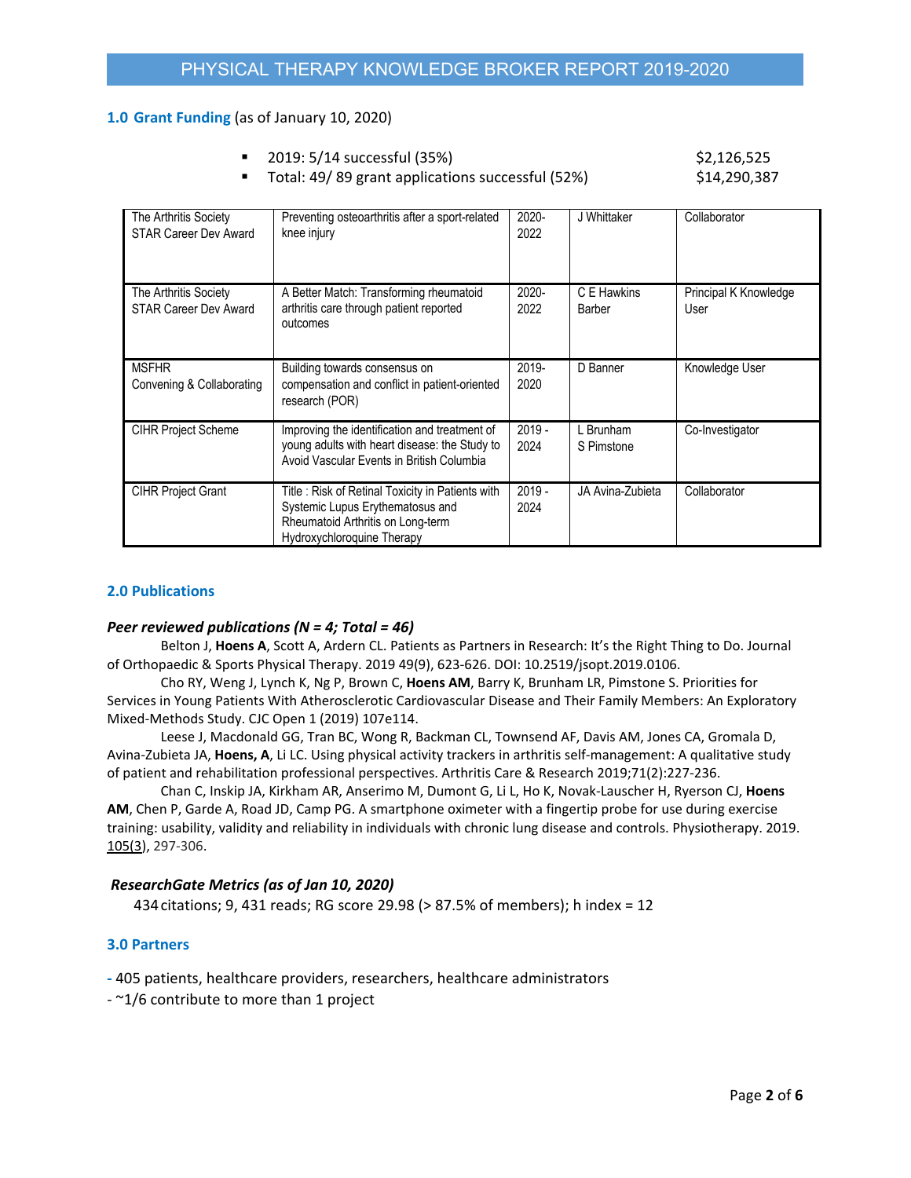# PHYSICAL THERAPY KNOWLEDGE BROKER REPORT 2019-2020

## 1.0 Grant Funding (as of January 10, 2020)

- 2019: 5/14 successful (35%) $2,126,525
- Total: 49/ 89 grant applications successful (52%) $14,290,387

| | | | | |
|---|---|---|---|---|
| The Arthritis Society STAR Career Dev Award | Preventing osteoarthritis after a sport-related knee injury | 2020-2022 | J Whittaker | Collaborator |
| The Arthritis Society STAR Career Dev Award | A Better Match: Transforming rheumatoid arthritis care through patient reported outcomes | 2020-2022 | C E Hawkins Barber | Principal K Knowledge User |
| MSFHR Convening & Collaborating | Building towards consensus on compensation and conflict in patient-oriented research (POR) | 2019-2020 | D Banner | Knowledge User |
| CIHR Project Scheme | Improving the identification and treatment of young adults with heart disease: the Study to Avoid Vascular Events in British Columbia | 2019 - 2024 | L Brunham S Pimstone | Co-Investigator |
| CIHR Project Grant | Title : Risk of Retinal Toxicity in Patients with Systemic Lupus Erythematosus and Rheumatoid Arthritis on Long-term Hydroxychloroquine Therapy | 2019 - 2024 | JA Avina-Zubieta | Collaborator |

## 2.0 Publications

### *Peer reviewed publications (N = 4; Total = 46)*

Belton J, **Hoens A**, Scott A, Ardern CL. Patients as Partners in Research: It's the Right Thing to Do. Journal of Orthopaedic & Sports Physical Therapy. 2019 49(9), 623-626. DOI: 10.2519/jsopt.2019.0106.

Cho RY, Weng J, Lynch K, Ng P, Brown C, **Hoens AM**, Barry K, Brunham LR, Pimstone S. Priorities for Services in Young Patients With Atherosclerotic Cardiovascular Disease and Their Family Members: An Exploratory Mixed-Methods Study. CJC Open 1 (2019) 107e114.

Leese J, Macdonald GG, Tran BC, Wong R, Backman CL, Townsend AF, Davis AM, Jones CA, Gromala D, Avina-Zubieta JA, **Hoens, A**, Li LC. Using physical activity trackers in arthritis self-management: A qualitative study of patient and rehabilitation professional perspectives. Arthritis Care & Research 2019;71(2):227-236.

Chan C, Inskip JA, Kirkham AR, Anserimo M, Dumont G, Li L, Ho K, Novak-Lauscher H, Ryerson CJ, **Hoens AM**, Chen P, Garde A, Road JD, Camp PG. A smartphone oximeter with a fingertip probe for use during exercise training: usability, validity and reliability in individuals with chronic lung disease and controls. Physiotherapy. 2019. 105(3), 297-306.

### *ResearchGate Metrics (as of Jan 10, 2020)*

434 citations; 9, 431 reads; RG score 29.98 (> 87.5% of members); h index = 12

## 3.0 Partners

- 405 patients, healthcare providers, researchers, healthcare administrators
- ~1/6 contribute to more than 1 project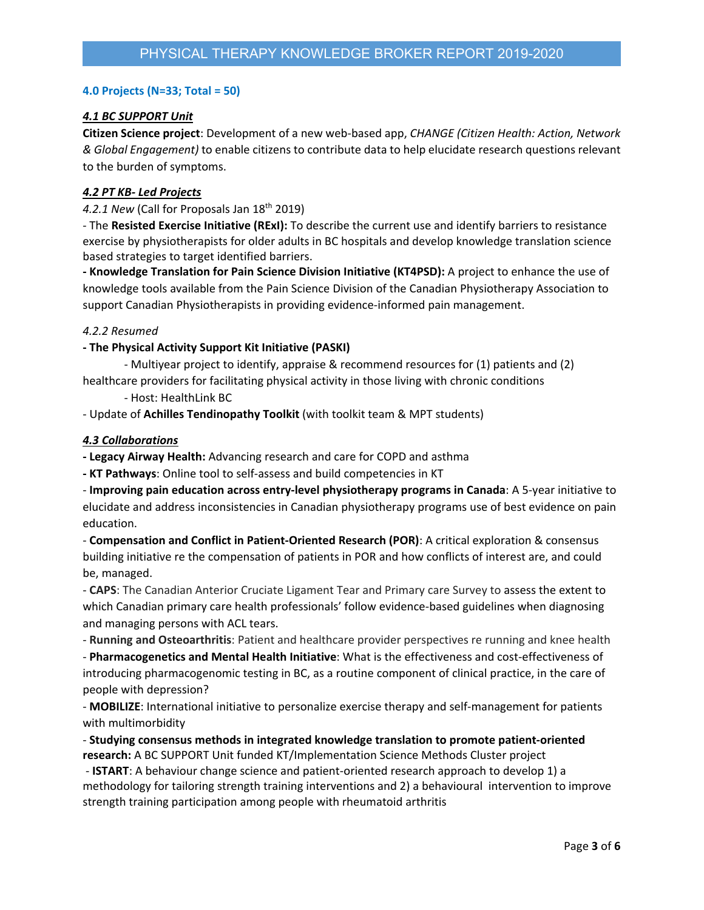## 4.0 Projects (N=33; Total = 50)

### *4.1 BC SUPPORT Unit*

**Citizen Science project**: Development of a new web-based app, *CHANGE (Citizen Health: Action, Network & Global Engagement)* to enable citizens to contribute data to help elucidate research questions relevant to the burden of symptoms.

### *4.2 PT KB- Led Projects*

*4.2.1 New* (Call for Proposals Jan 18th 2019)

- The **Resisted Exercise Initiative (RExI):** To describe the current use and identify barriers to resistance exercise by physiotherapists for older adults in BC hospitals and develop knowledge translation science based strategies to target identified barriers.

**- Knowledge Translation for Pain Science Division Initiative (KT4PSD):** A project to enhance the use of knowledge tools available from the Pain Science Division of the Canadian Physiotherapy Association to support Canadian Physiotherapists in providing evidence-informed pain management.

*4.2.2 Resumed*

**- The Physical Activity Support Kit Initiative (PASKI)**

 - Multiyear project to identify, appraise & recommend resources for (1) patients and (2) healthcare providers for facilitating physical activity in those living with chronic conditions

 - Host: HealthLink BC

- Update of **Achilles Tendinopathy Toolkit** (with toolkit team & MPT students)

### *4.3 Collaborations*

**- Legacy Airway Health:** Advancing research and care for COPD and asthma

**- KT Pathways**: Online tool to self-assess and build competencies in KT

- **Improving pain education across entry-level physiotherapy programs in Canada**: A 5-year initiative to elucidate and address inconsistencies in Canadian physiotherapy programs use of best evidence on pain education.

- **Compensation and Conflict in Patient-Oriented Research (POR)**: A critical exploration & consensus building initiative re the compensation of patients in POR and how conflicts of interest are, and could be, managed.

- **CAPS**: The Canadian Anterior Cruciate Ligament Tear and Primary care Survey to assess the extent to which Canadian primary care health professionals' follow evidence-based guidelines when diagnosing and managing persons with ACL tears.

- **Running and Osteoarthritis**: Patient and healthcare provider perspectives re running and knee health

- **Pharmacogenetics and Mental Health Initiative**: What is the effectiveness and cost-effectiveness of introducing pharmacogenomic testing in BC, as a routine component of clinical practice, in the care of people with depression?

- **MOBILIZE**: International initiative to personalize exercise therapy and self-management for patients with multimorbidity

- **Studying consensus methods in integrated knowledge translation to promote patient-oriented research:** A BC SUPPORT Unit funded KT/Implementation Science Methods Cluster project

- **ISTART**: A behaviour change science and patient-oriented research approach to develop 1) a methodology for tailoring strength training interventions and 2) a behavioural intervention to improve strength training participation among people with rheumatoid arthritis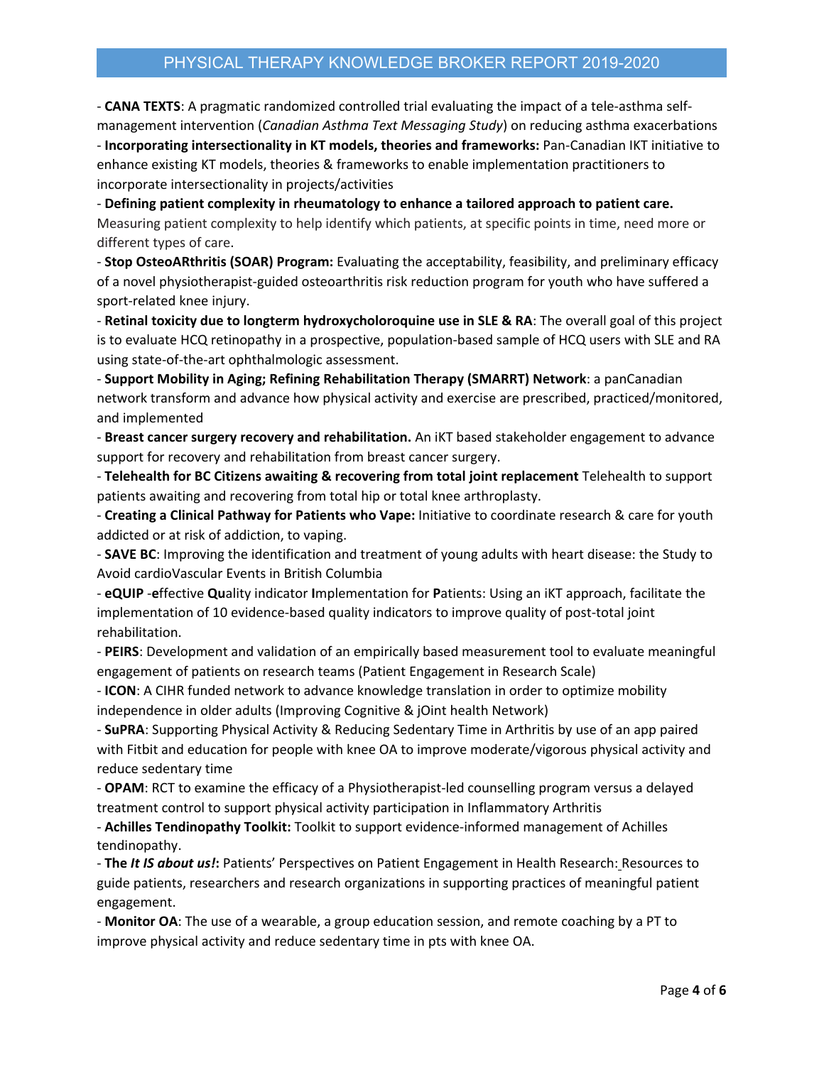- **CANA TEXTS**: A pragmatic randomized controlled trial evaluating the impact of a tele-asthma self-management intervention (*Canadian Asthma Text Messaging Study*) on reducing asthma exacerbations

- **Incorporating intersectionality in KT models, theories and frameworks:** Pan-Canadian IKT initiative to enhance existing KT models, theories & frameworks to enable implementation practitioners to incorporate intersectionality in projects/activities

- **Defining patient complexity in rheumatology to enhance a tailored approach to patient care.** Measuring patient complexity to help identify which patients, at specific points in time, need more or different types of care.

- **Stop OsteoARthritis (SOAR) Program:** Evaluating the acceptability, feasibility, and preliminary efficacy of a novel physiotherapist-guided osteoarthritis risk reduction program for youth who have suffered a sport-related knee injury.

- **Retinal toxicity due to longterm hydroxycholoroquine use in SLE & RA**: The overall goal of this project is to evaluate HCQ retinopathy in a prospective, population-based sample of HCQ users with SLE and RA using state-of-the-art ophthalmologic assessment.

- **Support Mobility in Aging; Refining Rehabilitation Therapy (SMARRT) Network**: a panCanadian network transform and advance how physical activity and exercise are prescribed, practiced/monitored, and implemented

- **Breast cancer surgery recovery and rehabilitation.** An iKT based stakeholder engagement to advance support for recovery and rehabilitation from breast cancer surgery.

- **Telehealth for BC Citizens awaiting & recovering from total joint replacement** Telehealth to support patients awaiting and recovering from total hip or total knee arthroplasty.

- **Creating a Clinical Pathway for Patients who Vape:** Initiative to coordinate research & care for youth addicted or at risk of addiction, to vaping.

- **SAVE BC**: Improving the identification and treatment of young adults with heart disease: the Study to Avoid cardioVascular Events in British Columbia

- **eQUIP** -**e**ffective **Qu**ality indicator **I**mplementation for **P**atients: Using an iKT approach, facilitate the implementation of 10 evidence-based quality indicators to improve quality of post-total joint rehabilitation.

- **PEIRS**: Development and validation of an empirically based measurement tool to evaluate meaningful engagement of patients on research teams (Patient Engagement in Research Scale)

- **ICON**: A CIHR funded network to advance knowledge translation in order to optimize mobility independence in older adults (Improving Cognitive & jOint health Network)

- **SuPRA**: Supporting Physical Activity & Reducing Sedentary Time in Arthritis by use of an app paired with Fitbit and education for people with knee OA to improve moderate/vigorous physical activity and reduce sedentary time

- **OPAM**: RCT to examine the efficacy of a Physiotherapist-led counselling program versus a delayed treatment control to support physical activity participation in Inflammatory Arthritis

- **Achilles Tendinopathy Toolkit:** Toolkit to support evidence-informed management of Achilles tendinopathy.

- **The *It IS about us!*:** Patients' Perspectives on Patient Engagement in Health Research: Resources to guide patients, researchers and research organizations in supporting practices of meaningful patient engagement.

- **Monitor OA**: The use of a wearable, a group education session, and remote coaching by a PT to improve physical activity and reduce sedentary time in pts with knee OA.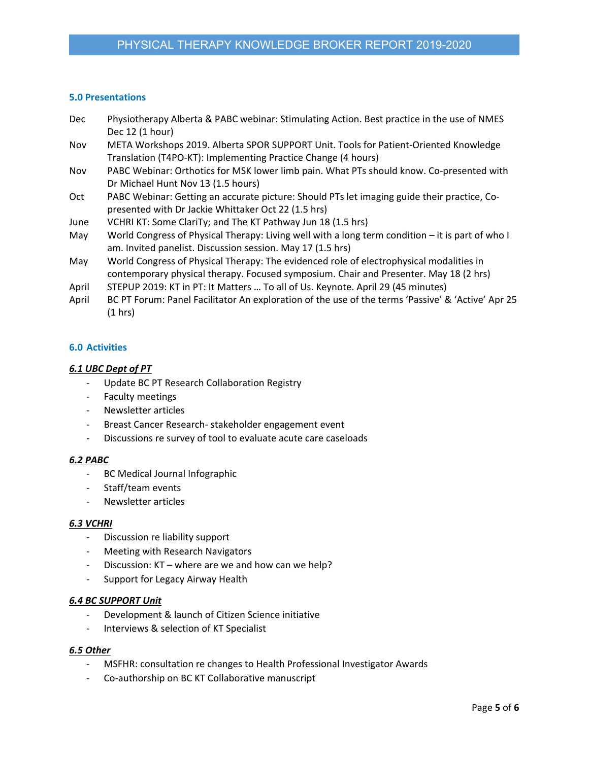## 5.0 Presentations

| | |
|---|---|
| Dec | Physiotherapy Alberta & PABC webinar: Stimulating Action. Best practice in the use of NMES Dec 12 (1 hour) |
| Nov | META Workshops 2019. Alberta SPOR SUPPORT Unit. Tools for Patient-Oriented Knowledge Translation (T4PO-KT): Implementing Practice Change (4 hours) |
| Nov | PABC Webinar: Orthotics for MSK lower limb pain. What PTs should know. Co-presented with Dr Michael Hunt Nov 13 (1.5 hours) |
| Oct | PABC Webinar: Getting an accurate picture: Should PTs let imaging guide their practice, Co-presented with Dr Jackie Whittaker Oct 22 (1.5 hrs) |
| June | VCHRI KT: Some ClariTy; and The KT Pathway Jun 18 (1.5 hrs) |
| May | World Congress of Physical Therapy: Living well with a long term condition – it is part of who I am. Invited panelist. Discussion session. May 17 (1.5 hrs) |
| May | World Congress of Physical Therapy: The evidenced role of electrophysical modalities in contemporary physical therapy. Focused symposium. Chair and Presenter. May 18 (2 hrs) |
| April | STEPUP 2019: KT in PT: It Matters … To all of Us. Keynote. April 29 (45 minutes) |
| April | BC PT Forum: Panel Facilitator An exploration of the use of the terms 'Passive' & 'Active' Apr 25 (1 hrs) |

## 6.0 Activities

### *6.1 UBC Dept of PT*

- Update BC PT Research Collaboration Registry
- Faculty meetings
- Newsletter articles
- Breast Cancer Research- stakeholder engagement event
- Discussions re survey of tool to evaluate acute care caseloads

### *6.2 PABC*

- BC Medical Journal Infographic
- Staff/team events
- Newsletter articles

### *6.3 VCHRI*

- Discussion re liability support
- Meeting with Research Navigators
- Discussion: KT – where are we and how can we help?
- Support for Legacy Airway Health

### *6.4 BC SUPPORT Unit*

- Development & launch of Citizen Science initiative
- Interviews & selection of KT Specialist

### *6.5 Other*

- MSFHR: consultation re changes to Health Professional Investigator Awards
- Co-authorship on BC KT Collaborative manuscript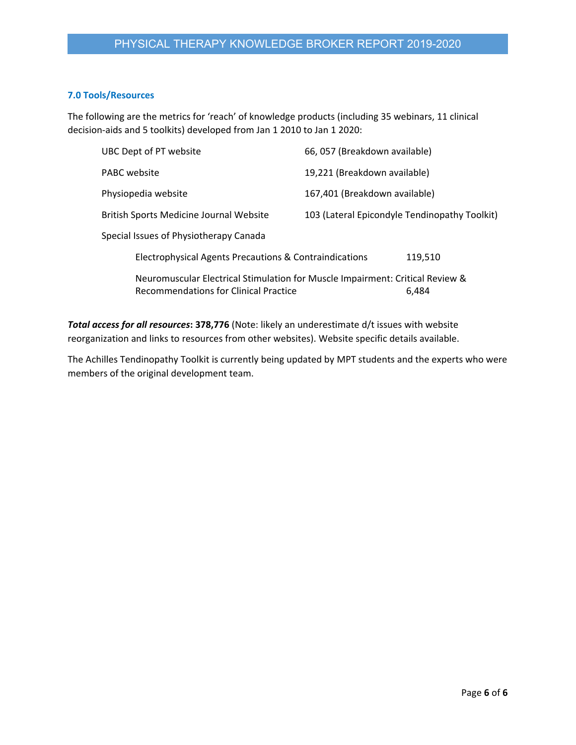### 7.0 Tools/Resources

The following are the metrics for 'reach' of knowledge products (including 35 webinars, 11 clinical decision-aids and 5 toolkits) developed from Jan 1 2010 to Jan 1 2020:

| | |
|---|---|
| UBC Dept of PT website | 66, 057 (Breakdown available) |
| PABC website | 19,221 (Breakdown available) |
| Physiopedia website | 167,401 (Breakdown available) |
| British Sports Medicine Journal Website | 103 (Lateral Epicondyle Tendinopathy Toolkit) |
| Special Issues of Physiotherapy Canada | |
| Electrophysical Agents Precautions & Contraindications | 119,510 |
| Neuromuscular Electrical Stimulation for Muscle Impairment: Critical Review & Recommendations for Clinical Practice | 6,484 |

***Total access for all resources*: 378,776** (Note: likely an underestimate d/t issues with website reorganization and links to resources from other websites). Website specific details available.

The Achilles Tendinopathy Toolkit is currently being updated by MPT students and the experts who were members of the original development team.